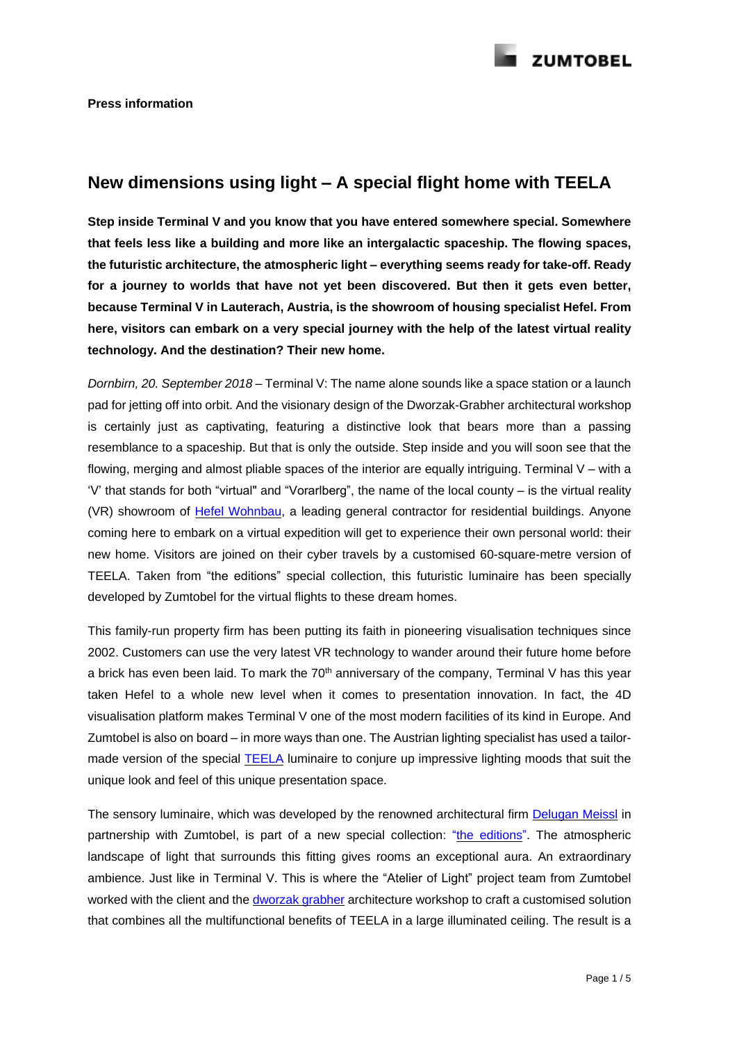**Press information**

## New dimensions using light – A special flight home with TEELA

**Step inside Terminal V and you know that you have entered somewhere special. Somewhere that feels less like a building and more like an intergalactic spaceship. The flowing spaces, the futuristic architecture, the atmospheric light – everything seems ready for take-off. Ready for a journey to worlds that have not yet been discovered. But then it gets even better, because Terminal V in Lauterach, Austria, is the showroom of housing specialist Hefel. From here, visitors can embark on a very special journey with the help of the latest virtual reality technology. And the destination? Their new home.**

*Dornbirn, 20. September 2018* – Terminal V: The name alone sounds like a space station or a launch pad for jetting off into orbit. And the visionary design of the Dworzak-Grabher architectural workshop is certainly just as captivating, featuring a distinctive look that bears more than a passing resemblance to a spaceship. But that is only the outside. Step inside and you will soon see that the flowing, merging and almost pliable spaces of the interior are equally intriguing. Terminal V – with a 'V' that stands for both "virtual" and "Vorarlberg", the name of the local county – is the virtual reality (VR) showroom of Hefel Wohnbau, a leading general contractor for residential buildings. Anyone coming here to embark on a virtual expedition will get to experience their own personal world: their new home. Visitors are joined on their cyber travels by a customised 60-square-metre version of TEELA. Taken from "the editions" special collection, this futuristic luminaire has been specially developed by Zumtobel for the virtual flights to these dream homes.

This family-run property firm has been putting its faith in pioneering visualisation techniques since 2002. Customers can use the very latest VR technology to wander around their future home before a brick has even been laid. To mark the 70th anniversary of the company, Terminal V has this year taken Hefel to a whole new level when it comes to presentation innovation. In fact, the 4D visualisation platform makes Terminal V one of the most modern facilities of its kind in Europe. And Zumtobel is also on board – in more ways than one. The Austrian lighting specialist has used a tailor-made version of the special TEELA luminaire to conjure up impressive lighting moods that suit the unique look and feel of this unique presentation space.

The sensory luminaire, which was developed by the renowned architectural firm Delugan Meissl in partnership with Zumtobel, is part of a new special collection: "the editions". The atmospheric landscape of light that surrounds this fitting gives rooms an exceptional aura. An extraordinary ambience. Just like in Terminal V. This is where the "Atelier of Light" project team from Zumtobel worked with the client and the dworzak grabher architecture workshop to craft a customised solution that combines all the multifunctional benefits of TEELA in a large illuminated ceiling. The result is a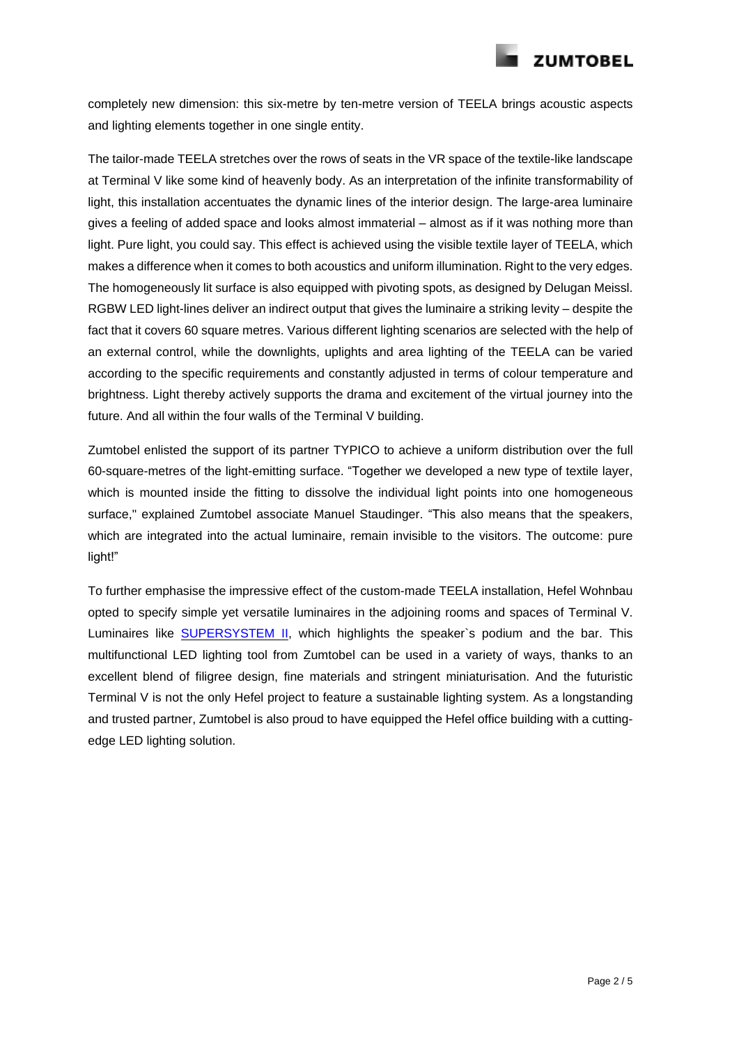completely new dimension: this six-metre by ten-metre version of TEELA brings acoustic aspects and lighting elements together in one single entity.

The tailor-made TEELA stretches over the rows of seats in the VR space of the textile-like landscape at Terminal V like some kind of heavenly body. As an interpretation of the infinite transformability of light, this installation accentuates the dynamic lines of the interior design. The large-area luminaire gives a feeling of added space and looks almost immaterial – almost as if it was nothing more than light. Pure light, you could say. This effect is achieved using the visible textile layer of TEELA, which makes a difference when it comes to both acoustics and uniform illumination. Right to the very edges. The homogeneously lit surface is also equipped with pivoting spots, as designed by Delugan Meissl. RGBW LED light-lines deliver an indirect output that gives the luminaire a striking levity – despite the fact that it covers 60 square metres. Various different lighting scenarios are selected with the help of an external control, while the downlights, uplights and area lighting of the TEELA can be varied according to the specific requirements and constantly adjusted in terms of colour temperature and brightness. Light thereby actively supports the drama and excitement of the virtual journey into the future. And all within the four walls of the Terminal V building.

Zumtobel enlisted the support of its partner TYPICO to achieve a uniform distribution over the full 60-square-metres of the light-emitting surface. "Together we developed a new type of textile layer, which is mounted inside the fitting to dissolve the individual light points into one homogeneous surface," explained Zumtobel associate Manuel Staudinger. "This also means that the speakers, which are integrated into the actual luminaire, remain invisible to the visitors. The outcome: pure light!"

To further emphasise the impressive effect of the custom-made TEELA installation, Hefel Wohnbau opted to specify simple yet versatile luminaires in the adjoining rooms and spaces of Terminal V. Luminaires like SUPERSYSTEM II, which highlights the speaker`s podium and the bar. This multifunctional LED lighting tool from Zumtobel can be used in a variety of ways, thanks to an excellent blend of filigree design, fine materials and stringent miniaturisation. And the futuristic Terminal V is not the only Hefel project to feature a sustainable lighting system. As a longstanding and trusted partner, Zumtobel is also proud to have equipped the Hefel office building with a cutting-edge LED lighting solution.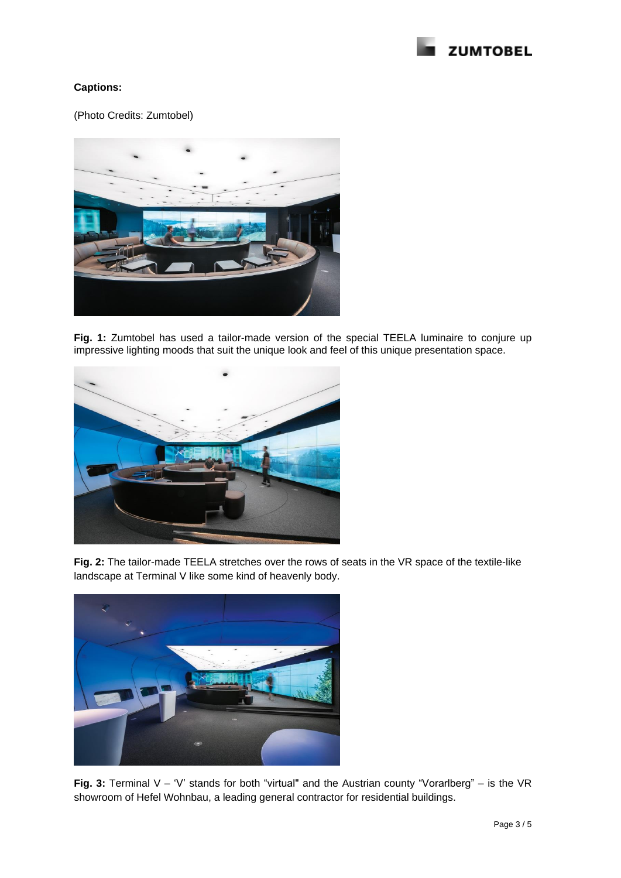**Captions:**

(Photo Credits: Zumtobel)

**Fig. 1:** Zumtobel has used a tailor-made version of the special TEELA luminaire to conjure up impressive lighting moods that suit the unique look and feel of this unique presentation space.

**Fig. 2:** The tailor-made TEELA stretches over the rows of seats in the VR space of the textile-like landscape at Terminal V like some kind of heavenly body.

**Fig. 3:** Terminal V – 'V' stands for both "virtual" and the Austrian county "Vorarlberg" – is the VR showroom of Hefel Wohnbau, a leading general contractor for residential buildings.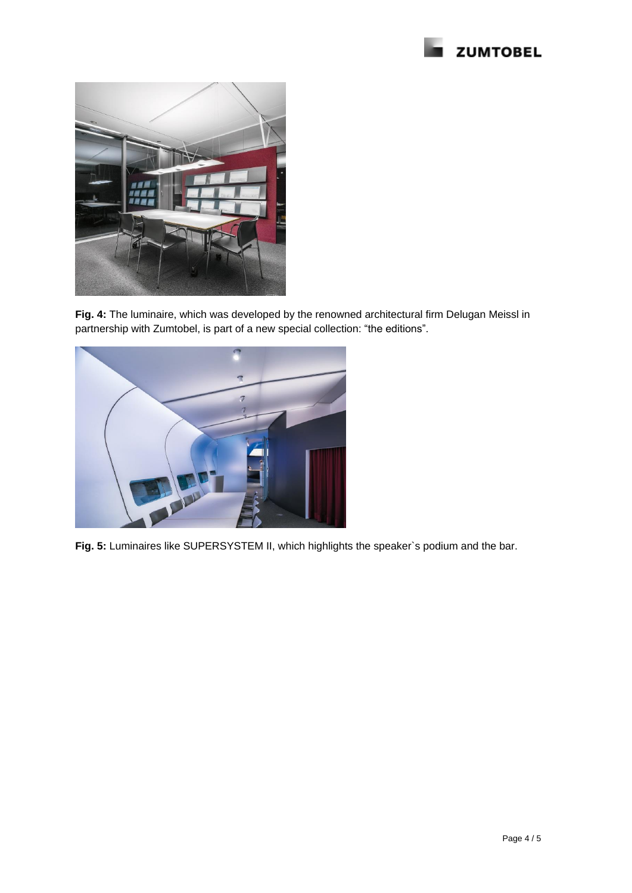**Fig. 4:** The luminaire, which was developed by the renowned architectural firm Delugan Meissl in partnership with Zumtobel, is part of a new special collection: “the editions”.

**Fig. 5:** Luminaires like SUPERSYSTEM II, which highlights the speaker`s podium and the bar.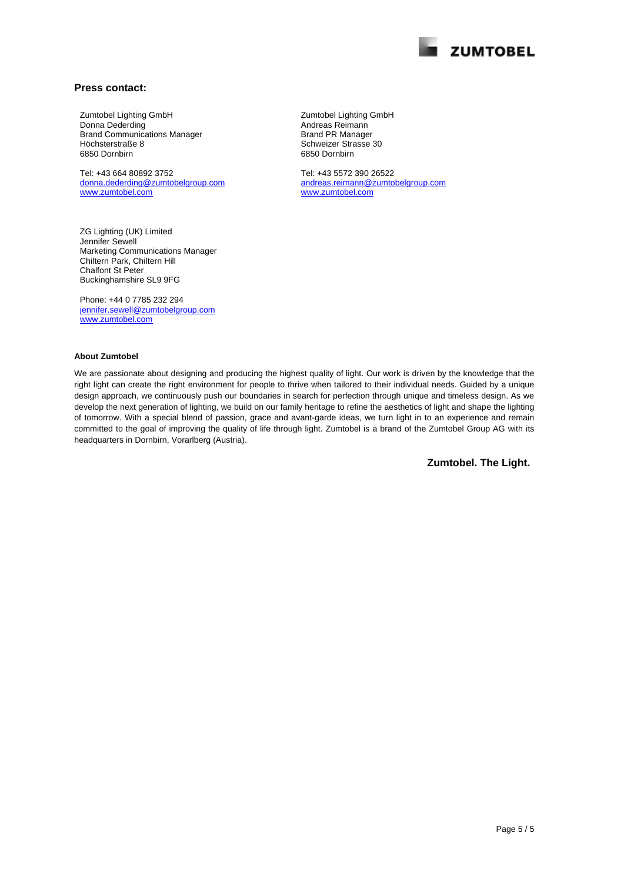## Press contact:

Zumtobel Lighting GmbH
Donna Dederding
Brand Communications Manager
Höchsterstraße 8
6850 Dornbirn

Tel: +43 664 80892 3752
donna.dederding@zumtobelgroup.com
www.zumtobel.com

Zumtobel Lighting GmbH
Andreas Reimann
Brand PR Manager
Schweizer Strasse 30
6850 Dornbirn

Tel: +43 5572 390 26522
andreas.reimann@zumtobelgroup.com
www.zumtobel.com

ZG Lighting (UK) Limited
Jennifer Sewell
Marketing Communications Manager
Chiltern Park, Chiltern Hill
Chalfont St Peter
Buckinghamshire SL9 9FG

Phone: +44 0 7785 232 294
jennifer.sewell@zumtobelgroup.com
www.zumtobel.com

**About Zumtobel**

We are passionate about designing and producing the highest quality of light. Our work is driven by the knowledge that the right light can create the right environment for people to thrive when tailored to their individual needs. Guided by a unique design approach, we continuously push our boundaries in search for perfection through unique and timeless design. As we develop the next generation of lighting, we build on our family heritage to refine the aesthetics of light and shape the lighting of tomorrow. With a special blend of passion, grace and avant-garde ideas, we turn light in to an experience and remain committed to the goal of improving the quality of life through light. Zumtobel is a brand of the Zumtobel Group AG with its headquarters in Dornbirn, Vorarlberg (Austria).

**Zumtobel. The Light.**